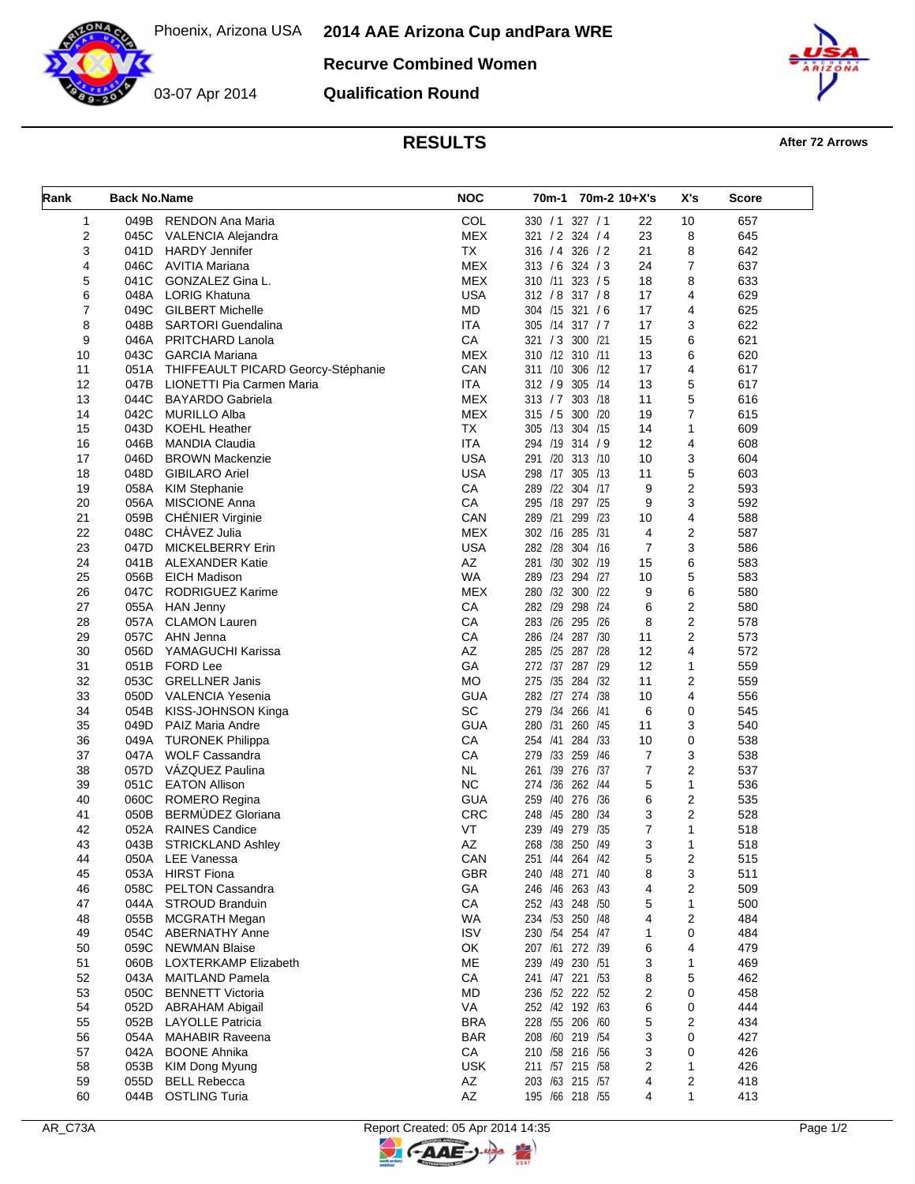Phoenix, Arizona USA

03-07 Apr 2014

# 2014 AAE Arizona Cup andPara WRE

## Recurve Combined Women

## Qualification Round

### RESULTS

**After 72 Arrows**

| Rank | Back No. | Name | NOC | 70m-1 | 70m-2 | 10+X's | X's | Score |
|---|---|---|---|---|---|---|---|---|
| 1 | 049B | RENDON Ana Maria | COL | 330 / 1 | 327 / 1 | 22 | 10 | 657 |
| 2 | 045C | VALENCIA Alejandra | MEX | 321 / 2 | 324 / 4 | 23 | 8 | 645 |
| 3 | 041D | HARDY Jennifer | TX | 316 / 4 | 326 / 2 | 21 | 8 | 642 |
| 4 | 046C | AVITIA Mariana | MEX | 313 / 6 | 324 / 3 | 24 | 7 | 637 |
| 5 | 041C | GONZALEZ Gina L. | MEX | 310 /11 | 323 / 5 | 18 | 8 | 633 |
| 6 | 048A | LORIG Khatuna | USA | 312 / 8 | 317 / 8 | 17 | 4 | 629 |
| 7 | 049C | GILBERT Michelle | MD | 304 /15 | 321 / 6 | 17 | 4 | 625 |
| 8 | 048B | SARTORI Guendalina | ITA | 305 /14 | 317 / 7 | 17 | 3 | 622 |
| 9 | 046A | PRITCHARD Lanola | CA | 321 / 3 | 300 /21 | 15 | 6 | 621 |
| 10 | 043C | GARCIA Mariana | MEX | 310 /12 | 310 /11 | 13 | 6 | 620 |
| 11 | 051A | THIFFEAULT PICARD Georcy-Stéphanie | CAN | 311 /10 | 306 /12 | 17 | 4 | 617 |
| 12 | 047B | LIONETTI Pia Carmen Maria | ITA | 312 / 9 | 305 /14 | 13 | 5 | 617 |
| 13 | 044C | BAYARDO Gabriela | MEX | 313 / 7 | 303 /18 | 11 | 5 | 616 |
| 14 | 042C | MURILLO Alba | MEX | 315 / 5 | 300 /20 | 19 | 7 | 615 |
| 15 | 043D | KOEHL Heather | TX | 305 /13 | 304 /15 | 14 | 1 | 609 |
| 16 | 046B | MANDIA Claudia | ITA | 294 /19 | 314 / 9 | 12 | 4 | 608 |
| 17 | 046D | BROWN Mackenzie | USA | 291 /20 | 313 /10 | 10 | 3 | 604 |
| 18 | 048D | GIBILARO Ariel | USA | 298 /17 | 305 /13 | 11 | 5 | 603 |
| 19 | 058A | KIM Stephanie | CA | 289 /22 | 304 /17 | 9 | 2 | 593 |
| 20 | 056A | MISCIONE Anna | CA | 295 /18 | 297 /25 | 9 | 3 | 592 |
| 21 | 059B | CHÉNIER Virginie | CAN | 289 /21 | 299 /23 | 10 | 4 | 588 |
| 22 | 048C | CHÁVEZ Julia | MEX | 302 /16 | 285 /31 | 4 | 2 | 587 |
| 23 | 047D | MICKELBERRY Erin | USA | 282 /28 | 304 /16 | 7 | 3 | 586 |
| 24 | 041B | ALEXANDER Katie | AZ | 281 /30 | 302 /19 | 15 | 6 | 583 |
| 25 | 056B | EICH Madison | WA | 289 /23 | 294 /27 | 10 | 5 | 583 |
| 26 | 047C | RODRIGUEZ Karime | MEX | 280 /32 | 300 /22 | 9 | 6 | 580 |
| 27 | 055A | HAN Jenny | CA | 282 /29 | 298 /24 | 6 | 2 | 580 |
| 28 | 057A | CLAMON Lauren | CA | 283 /26 | 295 /26 | 8 | 2 | 578 |
| 29 | 057C | AHN Jenna | CA | 286 /24 | 287 /30 | 11 | 2 | 573 |
| 30 | 056D | YAMAGUCHI Karissa | AZ | 285 /25 | 287 /28 | 12 | 4 | 572 |
| 31 | 051B | FORD Lee | GA | 272 /37 | 287 /29 | 12 | 1 | 559 |
| 32 | 053C | GRELLNER Janis | MO | 275 /35 | 284 /32 | 11 | 2 | 559 |
| 33 | 050D | VALENCIA Yesenia | GUA | 282 /27 | 274 /38 | 10 | 4 | 556 |
| 34 | 054B | KISS-JOHNSON Kinga | SC | 279 /34 | 266 /41 | 6 | 0 | 545 |
| 35 | 049D | PAIZ Maria Andre | GUA | 280 /31 | 260 /45 | 11 | 3 | 540 |
| 36 | 049A | TURONEK Philippa | CA | 254 /41 | 284 /33 | 10 | 0 | 538 |
| 37 | 047A | WOLF Cassandra | CA | 279 /33 | 259 /46 | 7 | 3 | 538 |
| 38 | 057D | VÁZQUEZ Paulina | NL | 261 /39 | 276 /37 | 7 | 2 | 537 |
| 39 | 051C | EATON Allison | NC | 274 /36 | 262 /44 | 5 | 1 | 536 |
| 40 | 060C | ROMERO Regina | GUA | 259 /40 | 276 /36 | 6 | 2 | 535 |
| 41 | 050B | BERMÚDEZ Gloriana | CRC | 248 /45 | 280 /34 | 3 | 2 | 528 |
| 42 | 052A | RAINES Candice | VT | 239 /49 | 279 /35 | 7 | 1 | 518 |
| 43 | 043B | STRICKLAND Ashley | AZ | 268 /38 | 250 /49 | 3 | 1 | 518 |
| 44 | 050A | LEE Vanessa | CAN | 251 /44 | 264 /42 | 5 | 2 | 515 |
| 45 | 053A | HIRST Fiona | GBR | 240 /48 | 271 /40 | 8 | 3 | 511 |
| 46 | 058C | PELTON Cassandra | GA | 246 /46 | 263 /43 | 4 | 2 | 509 |
| 47 | 044A | STROUD Branduin | CA | 252 /43 | 248 /50 | 5 | 1 | 500 |
| 48 | 055B | MCGRATH Megan | WA | 234 /53 | 250 /48 | 4 | 2 | 484 |
| 49 | 054C | ABERNATHY Anne | ISV | 230 /54 | 254 /47 | 1 | 0 | 484 |
| 50 | 059C | NEWMAN Blaise | OK | 207 /61 | 272 /39 | 6 | 4 | 479 |
| 51 | 060B | LOXTERKAMP Elizabeth | ME | 239 /49 | 230 /51 | 3 | 1 | 469 |
| 52 | 043A | MAITLAND Pamela | CA | 241 /47 | 221 /53 | 8 | 5 | 462 |
| 53 | 050C | BENNETT Victoria | MD | 236 /52 | 222 /52 | 2 | 0 | 458 |
| 54 | 052D | ABRAHAM Abigail | VA | 252 /42 | 192 /63 | 6 | 0 | 444 |
| 55 | 052B | LAYOLLE Patricia | BRA | 228 /55 | 206 /60 | 5 | 2 | 434 |
| 56 | 054A | MAHABIR Raveena | BAR | 208 /60 | 219 /54 | 3 | 0 | 427 |
| 57 | 042A | BOONE Ahnika | CA | 210 /58 | 216 /56 | 3 | 0 | 426 |
| 58 | 053B | KIM Dong Myung | USK | 211 /57 | 215 /58 | 2 | 1 | 426 |
| 59 | 055D | BELL Rebecca | AZ | 203 /63 | 215 /57 | 4 | 2 | 418 |
| 60 | 044B | OSTLING Turia | AZ | 195 /66 | 218 /55 | 4 | 1 | 413 |

AR_C73A

Report Created: 05 Apr 2014 14:35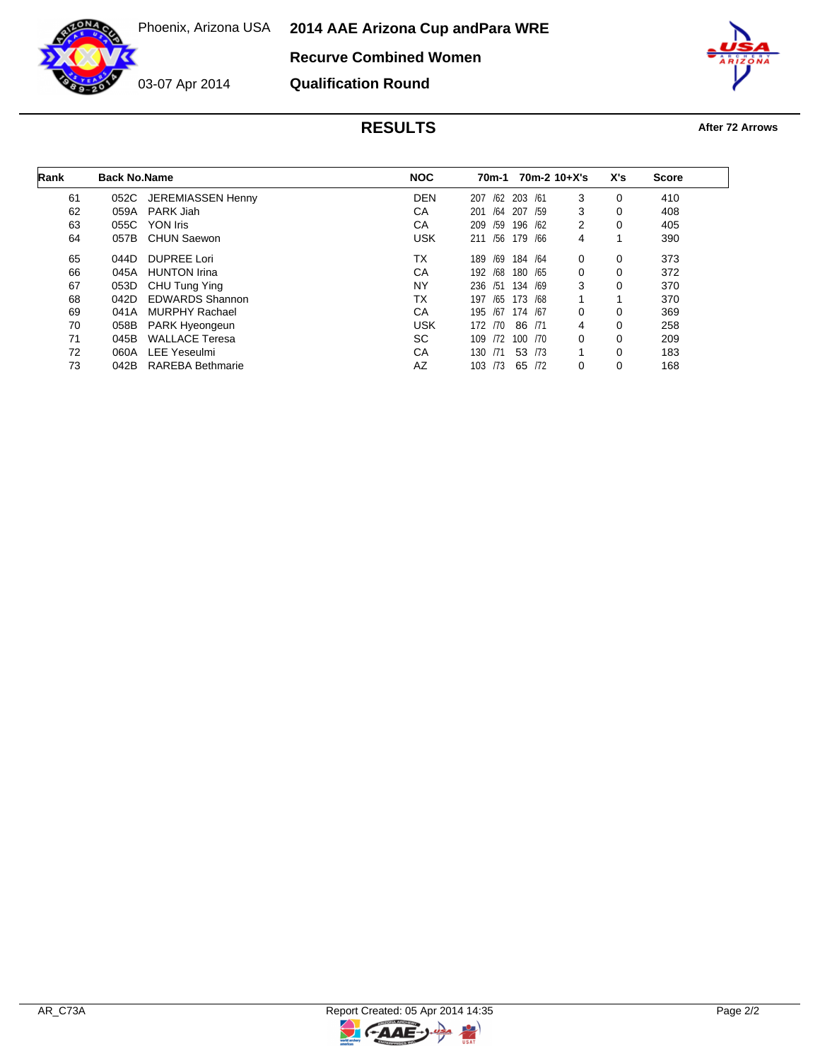# 2014 AAE Arizona Cup andPara WRE

Phoenix, Arizona USA

03-07 Apr 2014

## Recurve Combined Women

## Qualification Round

## RESULTS

After 72 Arrows

| Rank | Back No. | Name | NOC | 70m-1 | 70m-2 | 10+X's | X's | Score |
|---|---|---|---|---|---|---|---|---|
| 61 | 052C | JEREMIASSEN Henny | DEN | 207 /62 | 203 /61 | 3 | 0 | 410 |
| 62 | 059A | PARK Jiah | CA | 201 /64 | 207 /59 | 3 | 0 | 408 |
| 63 | 055C | YON Iris | CA | 209 /59 | 196 /62 | 2 | 0 | 405 |
| 64 | 057B | CHUN Saewon | USK | 211 /56 | 179 /66 | 4 | 1 | 390 |
| 65 | 044D | DUPREE Lori | TX | 189 /69 | 184 /64 | 0 | 0 | 373 |
| 66 | 045A | HUNTON Irina | CA | 192 /68 | 180 /65 | 0 | 0 | 372 |
| 67 | 053D | CHU Tung Ying | NY | 236 /51 | 134 /69 | 3 | 0 | 370 |
| 68 | 042D | EDWARDS Shannon | TX | 197 /65 | 173 /68 | 1 | 1 | 370 |
| 69 | 041A | MURPHY Rachael | CA | 195 /67 | 174 /67 | 0 | 0 | 369 |
| 70 | 058B | PARK Hyeongeun | USK | 172 /70 | 86 /71 | 4 | 0 | 258 |
| 71 | 045B | WALLACE Teresa | SC | 109 /72 | 100 /70 | 0 | 0 | 209 |
| 72 | 060A | LEE Yeseulmi | CA | 130 /71 | 53 /73 | 1 | 0 | 183 |
| 73 | 042B | RAREBA Bethmarie | AZ | 103 /73 | 65 /72 | 0 | 0 | 168 |

AR_C73A

Report Created: 05 Apr 2014 14:35